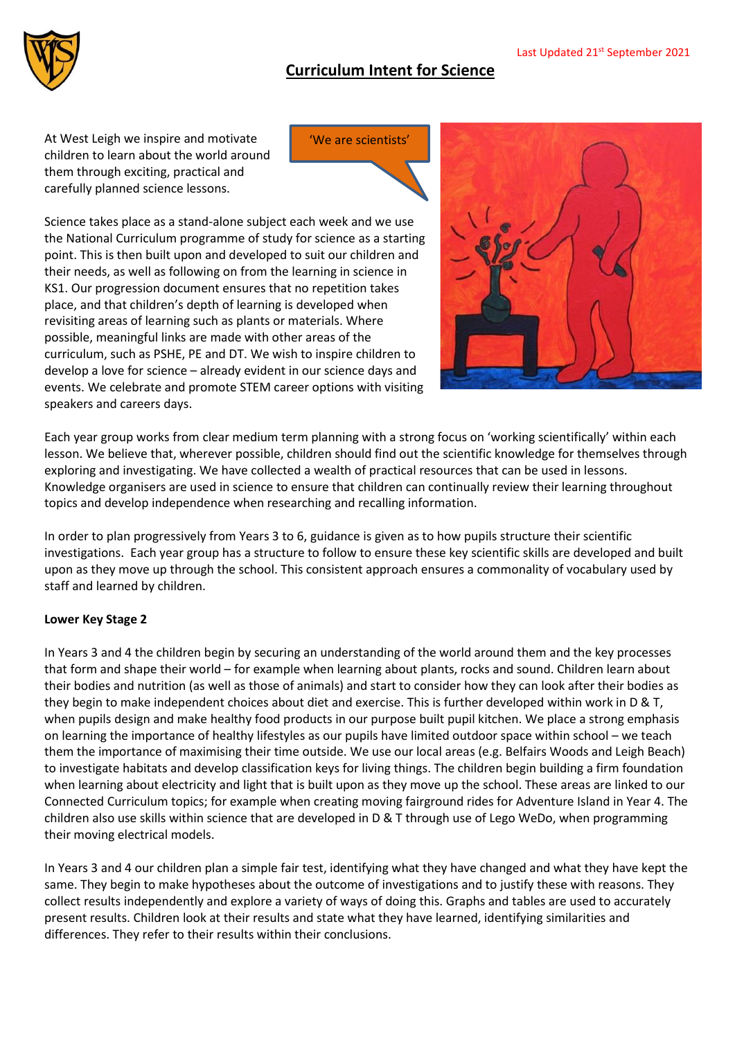Last Updated 21st September 2021

# Curriculum Intent for Science

At West Leigh we inspire and motivate children to learn about the world around them through exciting, practical and carefully planned science lessons.

'We are scientists'

Science takes place as a stand-alone subject each week and we use the National Curriculum programme of study for science as a starting point. This is then built upon and developed to suit our children and their needs, as well as following on from the learning in science in KS1. Our progression document ensures that no repetition takes place, and that children's depth of learning is developed when revisiting areas of learning such as plants or materials. Where possible, meaningful links are made with other areas of the curriculum, such as PSHE, PE and DT. We wish to inspire children to develop a love for science – already evident in our science days and events. We celebrate and promote STEM career options with visiting speakers and careers days.

Each year group works from clear medium term planning with a strong focus on 'working scientifically' within each lesson. We believe that, wherever possible, children should find out the scientific knowledge for themselves through exploring and investigating. We have collected a wealth of practical resources that can be used in lessons. Knowledge organisers are used in science to ensure that children can continually review their learning throughout topics and develop independence when researching and recalling information.

In order to plan progressively from Years 3 to 6, guidance is given as to how pupils structure their scientific investigations. Each year group has a structure to follow to ensure these key scientific skills are developed and built upon as they move up through the school. This consistent approach ensures a commonality of vocabulary used by staff and learned by children.

**Lower Key Stage 2**

In Years 3 and 4 the children begin by securing an understanding of the world around them and the key processes that form and shape their world – for example when learning about plants, rocks and sound. Children learn about their bodies and nutrition (as well as those of animals) and start to consider how they can look after their bodies as they begin to make independent choices about diet and exercise. This is further developed within work in D & T, when pupils design and make healthy food products in our purpose built pupil kitchen. We place a strong emphasis on learning the importance of healthy lifestyles as our pupils have limited outdoor space within school – we teach them the importance of maximising their time outside. We use our local areas (e.g. Belfairs Woods and Leigh Beach) to investigate habitats and develop classification keys for living things. The children begin building a firm foundation when learning about electricity and light that is built upon as they move up the school. These areas are linked to our Connected Curriculum topics; for example when creating moving fairground rides for Adventure Island in Year 4. The children also use skills within science that are developed in D & T through use of Lego WeDo, when programming their moving electrical models.

In Years 3 and 4 our children plan a simple fair test, identifying what they have changed and what they have kept the same. They begin to make hypotheses about the outcome of investigations and to justify these with reasons. They collect results independently and explore a variety of ways of doing this. Graphs and tables are used to accurately present results. Children look at their results and state what they have learned, identifying similarities and differences. They refer to their results within their conclusions.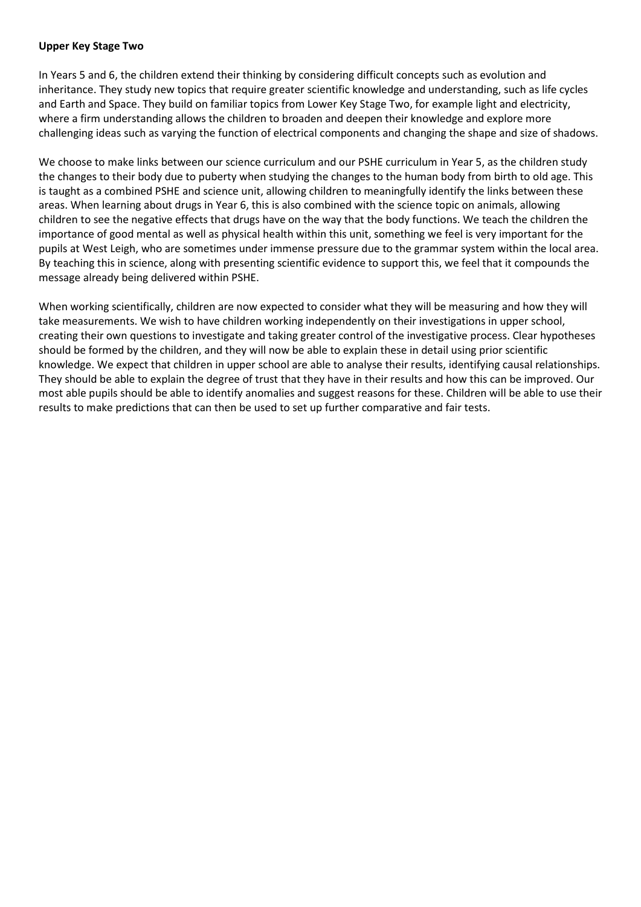**Upper Key Stage Two**

In Years 5 and 6, the children extend their thinking by considering difficult concepts such as evolution and inheritance. They study new topics that require greater scientific knowledge and understanding, such as life cycles and Earth and Space. They build on familiar topics from Lower Key Stage Two, for example light and electricity, where a firm understanding allows the children to broaden and deepen their knowledge and explore more challenging ideas such as varying the function of electrical components and changing the shape and size of shadows.

We choose to make links between our science curriculum and our PSHE curriculum in Year 5, as the children study the changes to their body due to puberty when studying the changes to the human body from birth to old age. This is taught as a combined PSHE and science unit, allowing children to meaningfully identify the links between these areas. When learning about drugs in Year 6, this is also combined with the science topic on animals, allowing children to see the negative effects that drugs have on the way that the body functions. We teach the children the importance of good mental as well as physical health within this unit, something we feel is very important for the pupils at West Leigh, who are sometimes under immense pressure due to the grammar system within the local area. By teaching this in science, along with presenting scientific evidence to support this, we feel that it compounds the message already being delivered within PSHE.

When working scientifically, children are now expected to consider what they will be measuring and how they will take measurements. We wish to have children working independently on their investigations in upper school, creating their own questions to investigate and taking greater control of the investigative process. Clear hypotheses should be formed by the children, and they will now be able to explain these in detail using prior scientific knowledge. We expect that children in upper school are able to analyse their results, identifying causal relationships. They should be able to explain the degree of trust that they have in their results and how this can be improved. Our most able pupils should be able to identify anomalies and suggest reasons for these. Children will be able to use their results to make predictions that can then be used to set up further comparative and fair tests.